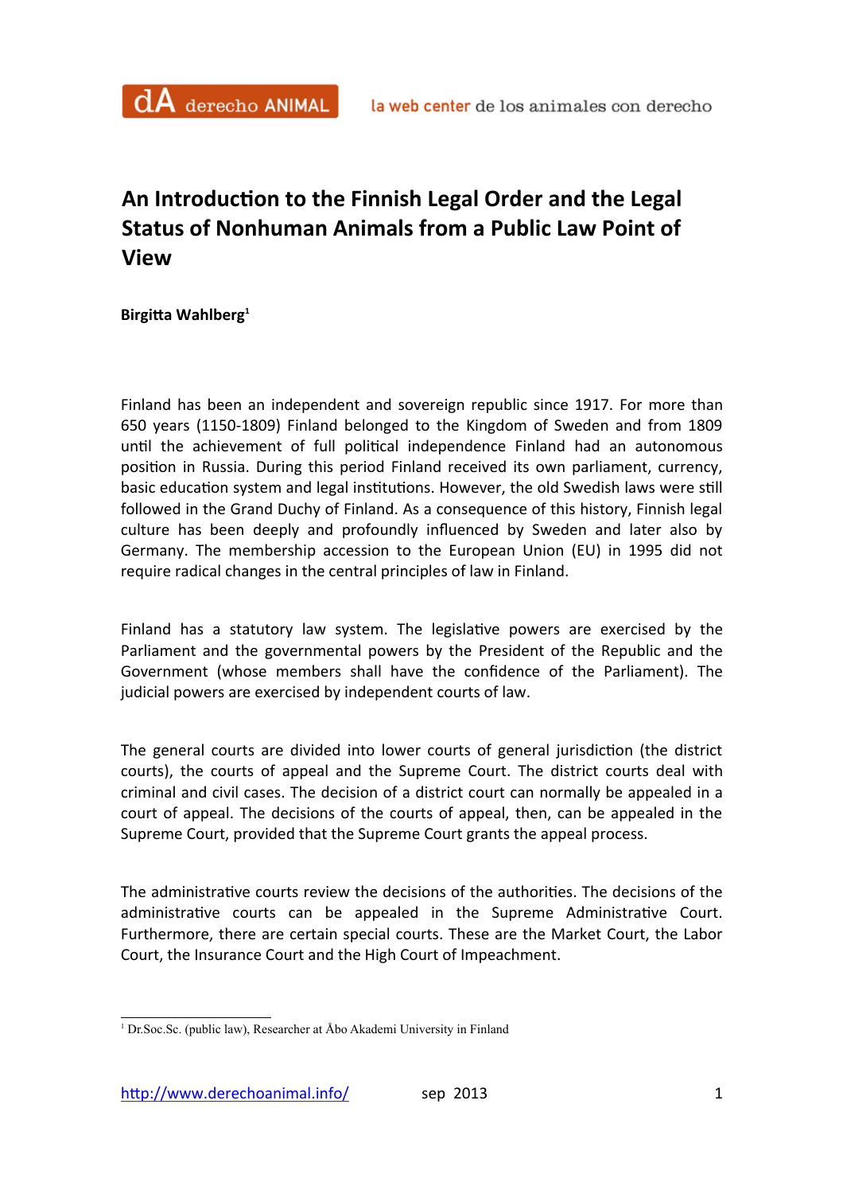# An Introduction to the Finnish Legal Order and the Legal Status of Nonhuman Animals from a Public Law Point of View

**Birgitta Wahlberg**[1]

Finland has been an independent and sovereign republic since 1917. For more than 650 years (1150-1809) Finland belonged to the Kingdom of Sweden and from 1809 until the achievement of full political independence Finland had an autonomous position in Russia. During this period Finland received its own parliament, currency, basic education system and legal institutions. However, the old Swedish laws were still followed in the Grand Duchy of Finland. As a consequence of this history, Finnish legal culture has been deeply and profoundly influenced by Sweden and later also by Germany. The membership accession to the European Union (EU) in 1995 did not require radical changes in the central principles of law in Finland.

Finland has a statutory law system. The legislative powers are exercised by the Parliament and the governmental powers by the President of the Republic and the Government (whose members shall have the confidence of the Parliament). The judicial powers are exercised by independent courts of law.

The general courts are divided into lower courts of general jurisdiction (the district courts), the courts of appeal and the Supreme Court. The district courts deal with criminal and civil cases. The decision of a district court can normally be appealed in a court of appeal. The decisions of the courts of appeal, then, can be appealed in the Supreme Court, provided that the Supreme Court grants the appeal process.

The administrative courts review the decisions of the authorities. The decisions of the administrative courts can be appealed in the Supreme Administrative Court. Furthermore, there are certain special courts. These are the Market Court, the Labor Court, the Insurance Court and the High Court of Impeachment.

---

[1] Dr.Soc.Sc. (public law), Researcher at Åbo Akademi University in Finland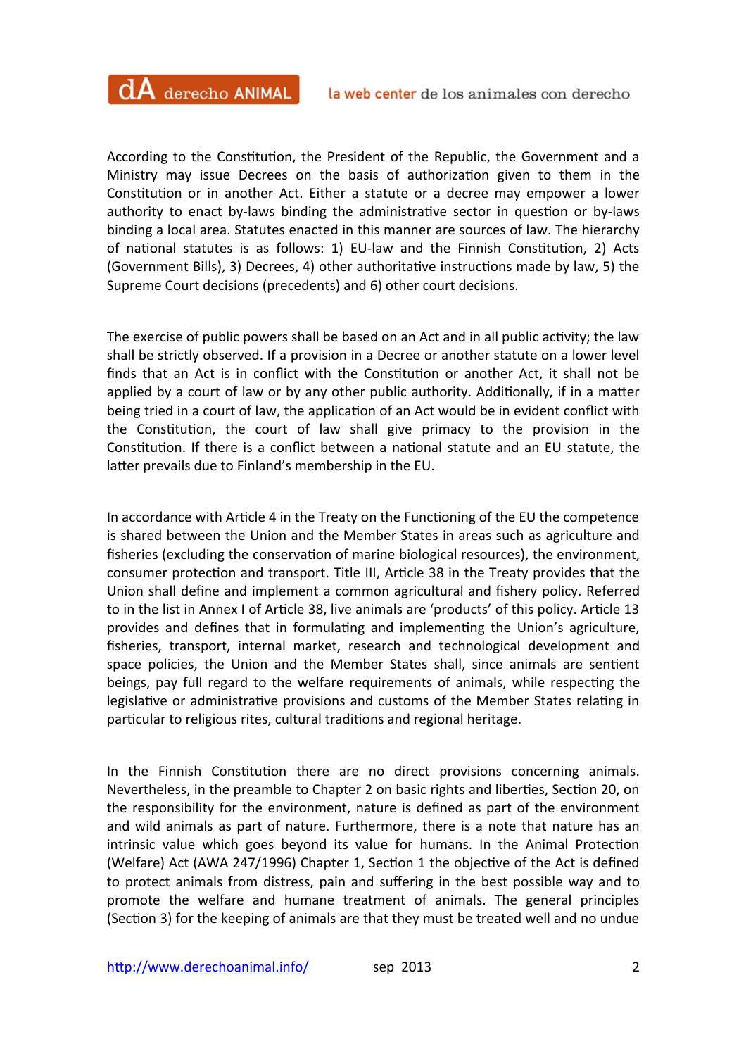According to the Constitution, the President of the Republic, the Government and a Ministry may issue Decrees on the basis of authorization given to them in the Constitution or in another Act. Either a statute or a decree may empower a lower authority to enact by-laws binding the administrative sector in question or by-laws binding a local area. Statutes enacted in this manner are sources of law. The hierarchy of national statutes is as follows: 1) EU-law and the Finnish Constitution, 2) Acts (Government Bills), 3) Decrees, 4) other authoritative instructions made by law, 5) the Supreme Court decisions (precedents) and 6) other court decisions.

The exercise of public powers shall be based on an Act and in all public activity; the law shall be strictly observed. If a provision in a Decree or another statute on a lower level finds that an Act is in conflict with the Constitution or another Act, it shall not be applied by a court of law or by any other public authority. Additionally, if in a matter being tried in a court of law, the application of an Act would be in evident conflict with the Constitution, the court of law shall give primacy to the provision in the Constitution. If there is a conflict between a national statute and an EU statute, the latter prevails due to Finland's membership in the EU.

In accordance with Article 4 in the Treaty on the Functioning of the EU the competence is shared between the Union and the Member States in areas such as agriculture and fisheries (excluding the conservation of marine biological resources), the environment, consumer protection and transport. Title III, Article 38 in the Treaty provides that the Union shall define and implement a common agricultural and fishery policy. Referred to in the list in Annex I of Article 38, live animals are 'products' of this policy. Article 13 provides and defines that in formulating and implementing the Union's agriculture, fisheries, transport, internal market, research and technological development and space policies, the Union and the Member States shall, since animals are sentient beings, pay full regard to the welfare requirements of animals, while respecting the legislative or administrative provisions and customs of the Member States relating in particular to religious rites, cultural traditions and regional heritage.

In the Finnish Constitution there are no direct provisions concerning animals. Nevertheless, in the preamble to Chapter 2 on basic rights and liberties, Section 20, on the responsibility for the environment, nature is defined as part of the environment and wild animals as part of nature. Furthermore, there is a note that nature has an intrinsic value which goes beyond its value for humans. In the Animal Protection (Welfare) Act (AWA 247/1996) Chapter 1, Section 1 the objective of the Act is defined to protect animals from distress, pain and suffering in the best possible way and to promote the welfare and humane treatment of animals. The general principles (Section 3) for the keeping of animals are that they must be treated well and no undue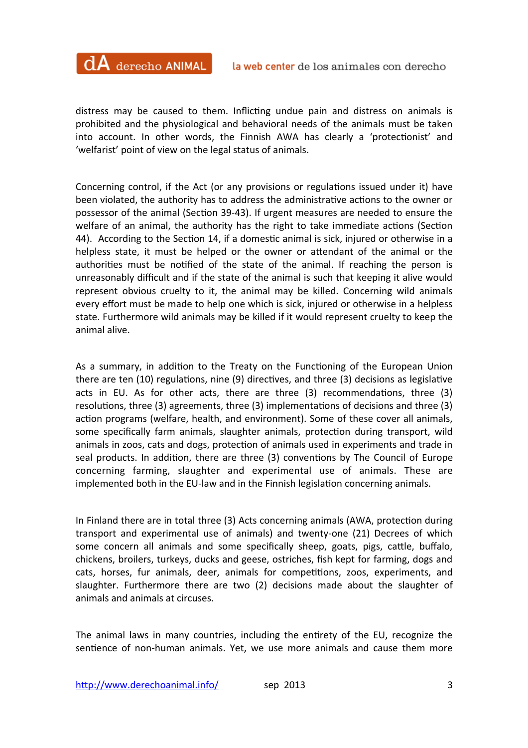distress may be caused to them. Inflicting undue pain and distress on animals is prohibited and the physiological and behavioral needs of the animals must be taken into account. In other words, the Finnish AWA has clearly a 'protectionist' and 'welfarist' point of view on the legal status of animals.

Concerning control, if the Act (or any provisions or regulations issued under it) have been violated, the authority has to address the administrative actions to the owner or possessor of the animal (Section 39-43). If urgent measures are needed to ensure the welfare of an animal, the authority has the right to take immediate actions (Section 44). According to the Section 14, if a domestic animal is sick, injured or otherwise in a helpless state, it must be helped or the owner or attendant of the animal or the authorities must be notified of the state of the animal. If reaching the person is unreasonably difficult and if the state of the animal is such that keeping it alive would represent obvious cruelty to it, the animal may be killed. Concerning wild animals every effort must be made to help one which is sick, injured or otherwise in a helpless state. Furthermore wild animals may be killed if it would represent cruelty to keep the animal alive.

As a summary, in addition to the Treaty on the Functioning of the European Union there are ten (10) regulations, nine (9) directives, and three (3) decisions as legislative acts in EU. As for other acts, there are three (3) recommendations, three (3) resolutions, three (3) agreements, three (3) implementations of decisions and three (3) action programs (welfare, health, and environment). Some of these cover all animals, some specifically farm animals, slaughter animals, protection during transport, wild animals in zoos, cats and dogs, protection of animals used in experiments and trade in seal products. In addition, there are three (3) conventions by The Council of Europe concerning farming, slaughter and experimental use of animals. These are implemented both in the EU-law and in the Finnish legislation concerning animals.

In Finland there are in total three (3) Acts concerning animals (AWA, protection during transport and experimental use of animals) and twenty-one (21) Decrees of which some concern all animals and some specifically sheep, goats, pigs, cattle, buffalo, chickens, broilers, turkeys, ducks and geese, ostriches, fish kept for farming, dogs and cats, horses, fur animals, deer, animals for competitions, zoos, experiments, and slaughter. Furthermore there are two (2) decisions made about the slaughter of animals and animals at circuses.

The animal laws in many countries, including the entirety of the EU, recognize the sentience of non-human animals. Yet, we use more animals and cause them more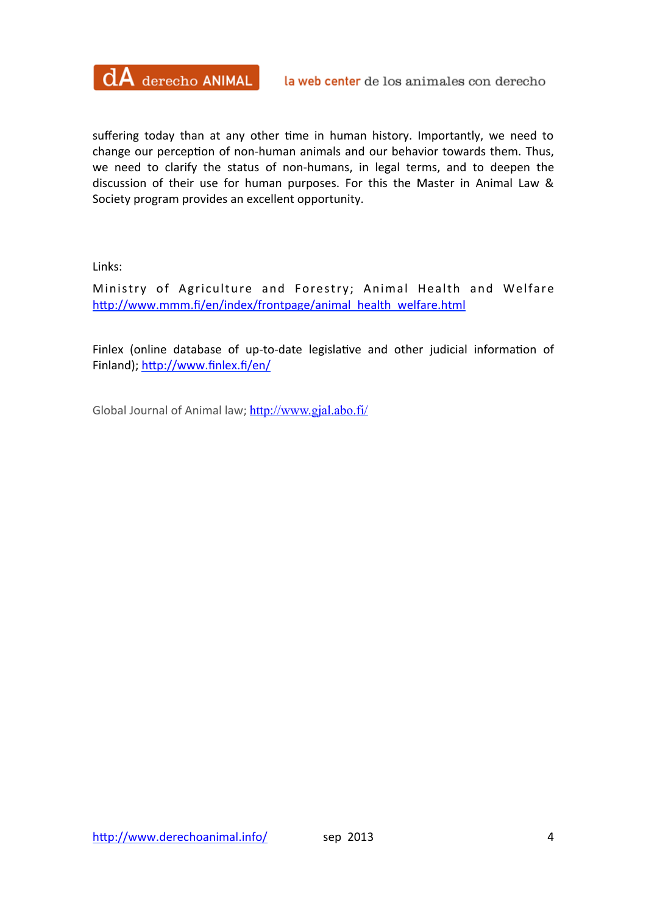suffering today than at any other time in human history. Importantly, we need to change our perception of non-human animals and our behavior towards them. Thus, we need to clarify the status of non-humans, in legal terms, and to deepen the discussion of their use for human purposes. For this the Master in Animal Law & Society program provides an excellent opportunity.

Links:

Ministry of Agriculture and Forestry; Animal Health and Welfare http://www.mmm.fi/en/index/frontpage/animal_health_welfare.html

Finlex (online database of up-to-date legislative and other judicial information of Finland); http://www.finlex.fi/en/

Global Journal of Animal law; http://www.gjal.abo.fi/